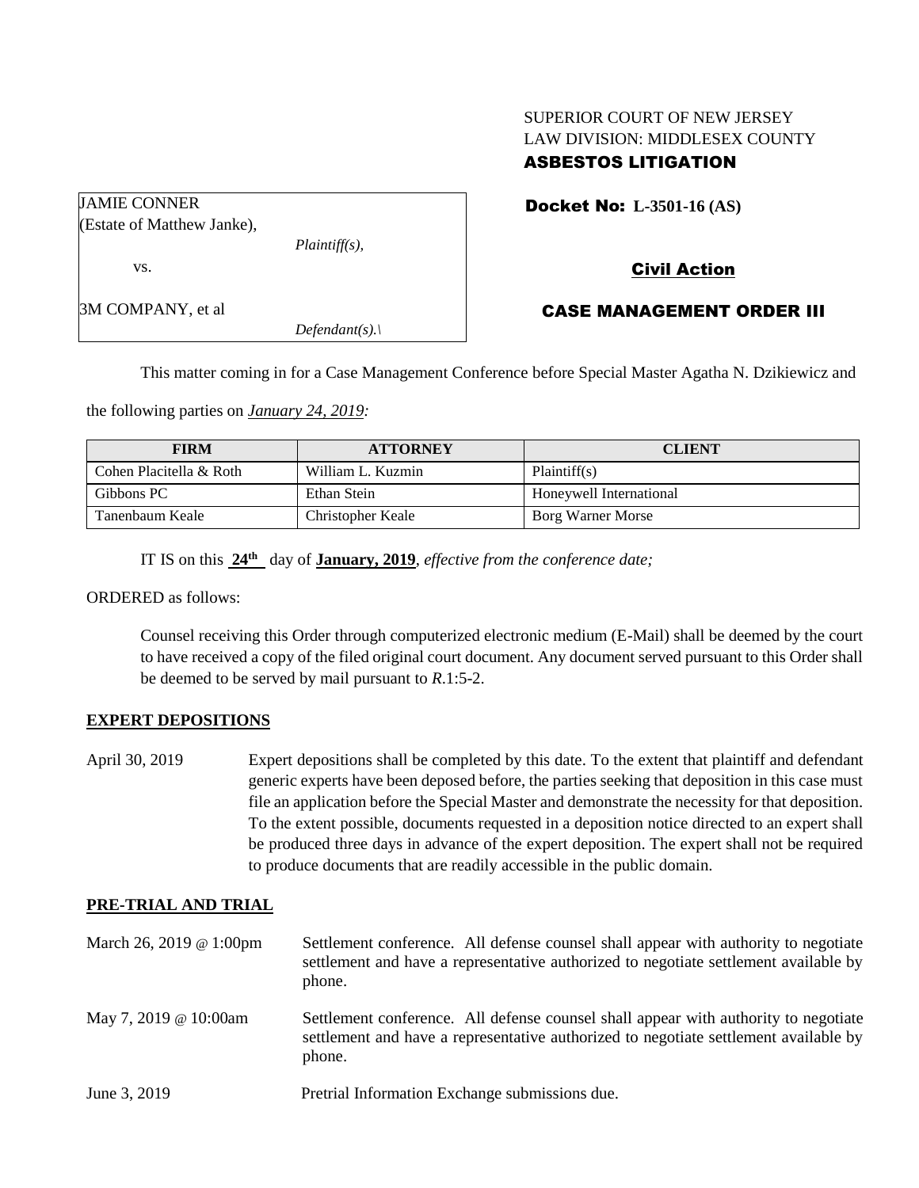SUPERIOR COURT OF NEW JERSEY
LAW DIVISION: MIDDLESEX COUNTY
**ASBESTOS LITIGATION**

JAMIE CONNER
(Estate of Matthew Janke),
*Plaintiff(s),*

vs.

3M COMPANY, et al
*Defendant(s).\*

**Docket No: L-3501-16 (AS)**

**Civil Action**

**CASE MANAGEMENT ORDER III**

This matter coming in for a Case Management Conference before Special Master Agatha N. Dzikiewicz and the following parties on *January 24, 2019:*

| FIRM | ATTORNEY | CLIENT |
|---|---|---|
| Cohen Placitella & Roth | William L. Kuzmin | Plaintiff(s) |
| Gibbons PC | Ethan Stein | Honeywell International |
| Tanenbaum Keale | Christopher Keale | Borg Warner Morse |

IT IS on this **24th** day of **January, 2019**, *effective from the conference date;*

ORDERED as follows:

Counsel receiving this Order through computerized electronic medium (E-Mail) shall be deemed by the court to have received a copy of the filed original court document. Any document served pursuant to this Order shall be deemed to be served by mail pursuant to *R*.1:5-2.

**EXPERT DEPOSITIONS**

April 30, 2019 — Expert depositions shall be completed by this date. To the extent that plaintiff and defendant generic experts have been deposed before, the parties seeking that deposition in this case must file an application before the Special Master and demonstrate the necessity for that deposition. To the extent possible, documents requested in a deposition notice directed to an expert shall be produced three days in advance of the expert deposition. The expert shall not be required to produce documents that are readily accessible in the public domain.

**PRE-TRIAL AND TRIAL**

March 26, 2019 @ 1:00pm — Settlement conference. All defense counsel shall appear with authority to negotiate settlement and have a representative authorized to negotiate settlement available by phone.

May 7, 2019 @ 10:00am — Settlement conference. All defense counsel shall appear with authority to negotiate settlement and have a representative authorized to negotiate settlement available by phone.

June 3, 2019 — Pretrial Information Exchange submissions due.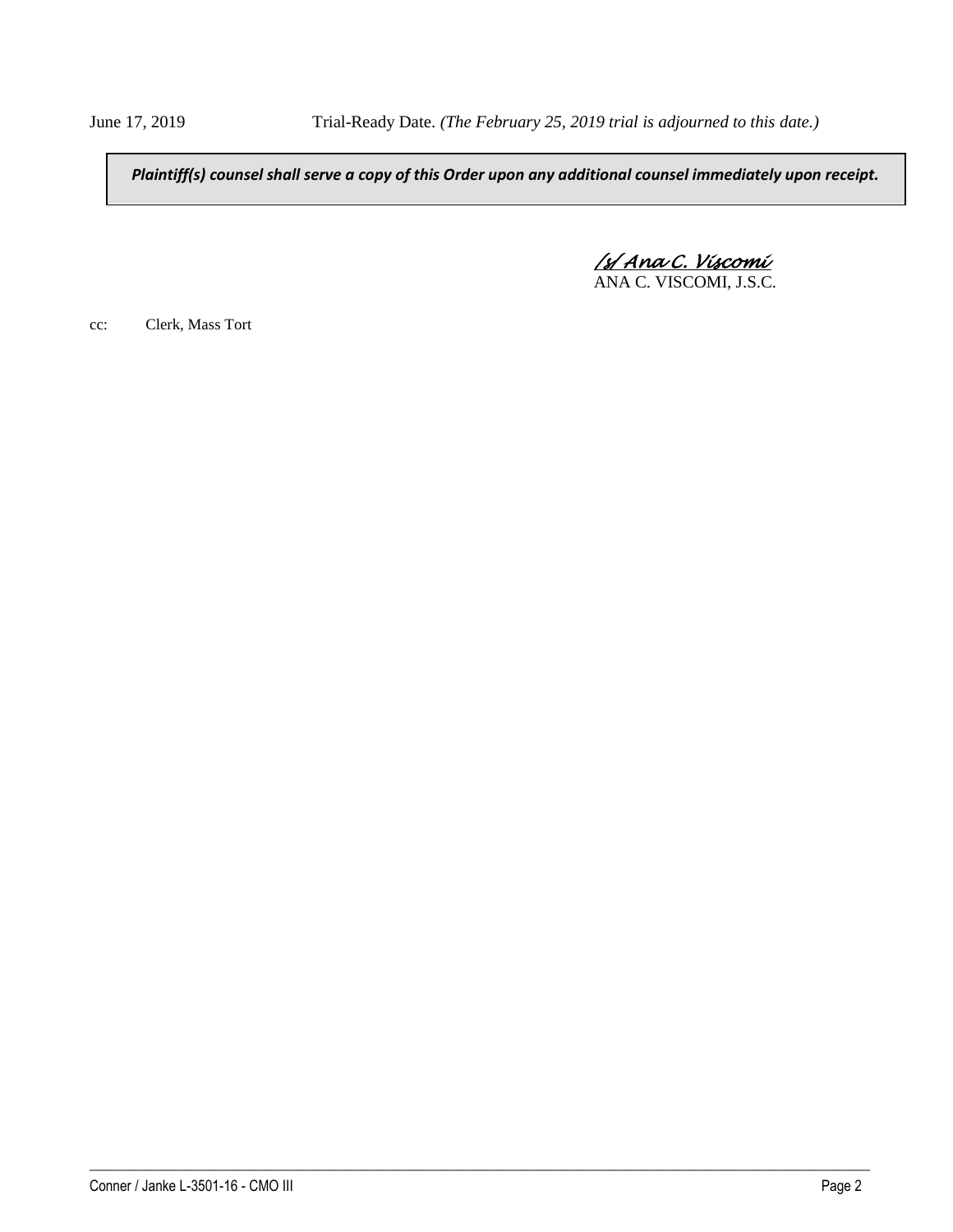June 17, 2019 Trial-Ready Date. *(The February 25, 2019 trial is adjourned to this date.)*

***Plaintiff(s) counsel shall serve a copy of this Order upon any additional counsel immediately upon receipt.***

*/s/ Ana C. Viscomi*
ANA C. VISCOMI, J.S.C.

cc: Clerk, Mass Tort